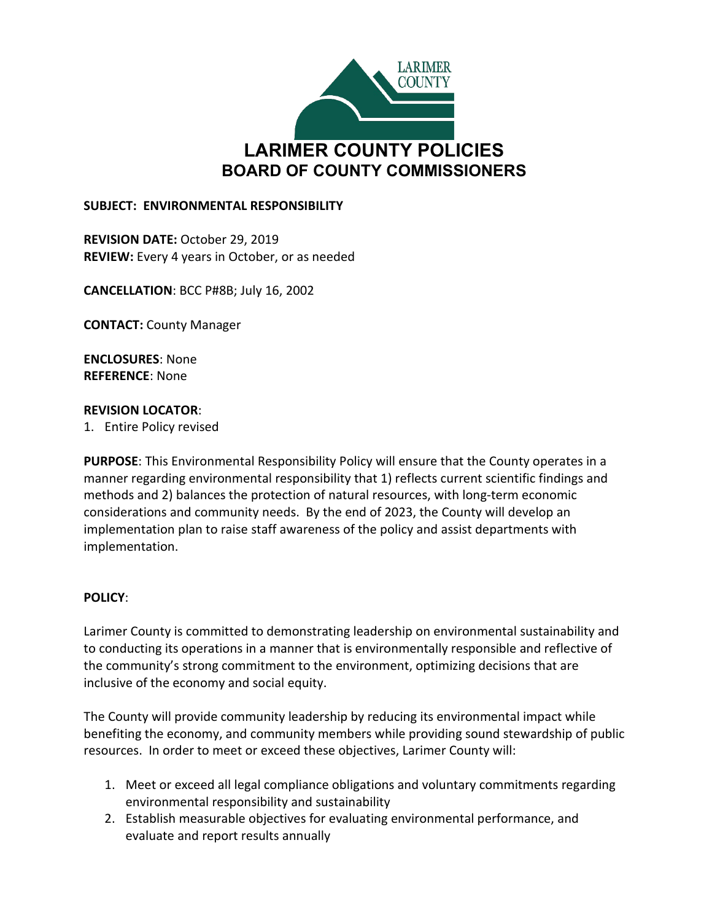LARIMER COUNTY

# LARIMER COUNTY POLICIES
## BOARD OF COUNTY COMMISSIONERS

**SUBJECT: ENVIRONMENTAL RESPONSIBILITY**

**REVISION DATE:** October 29, 2019
**REVIEW:** Every 4 years in October, or as needed

**CANCELLATION**: BCC P#8B; July 16, 2002

**CONTACT:** County Manager

**ENCLOSURES**: None
**REFERENCE**: None

**REVISION LOCATOR**:
1. Entire Policy revised

**PURPOSE**: This Environmental Responsibility Policy will ensure that the County operates in a manner regarding environmental responsibility that 1) reflects current scientific findings and methods and 2) balances the protection of natural resources, with long-term economic considerations and community needs. By the end of 2023, the County will develop an implementation plan to raise staff awareness of the policy and assist departments with implementation.

**POLICY**:

Larimer County is committed to demonstrating leadership on environmental sustainability and to conducting its operations in a manner that is environmentally responsible and reflective of the community's strong commitment to the environment, optimizing decisions that are inclusive of the economy and social equity.

The County will provide community leadership by reducing its environmental impact while benefiting the economy, and community members while providing sound stewardship of public resources. In order to meet or exceed these objectives, Larimer County will:

1. Meet or exceed all legal compliance obligations and voluntary commitments regarding environmental responsibility and sustainability
2. Establish measurable objectives for evaluating environmental performance, and evaluate and report results annually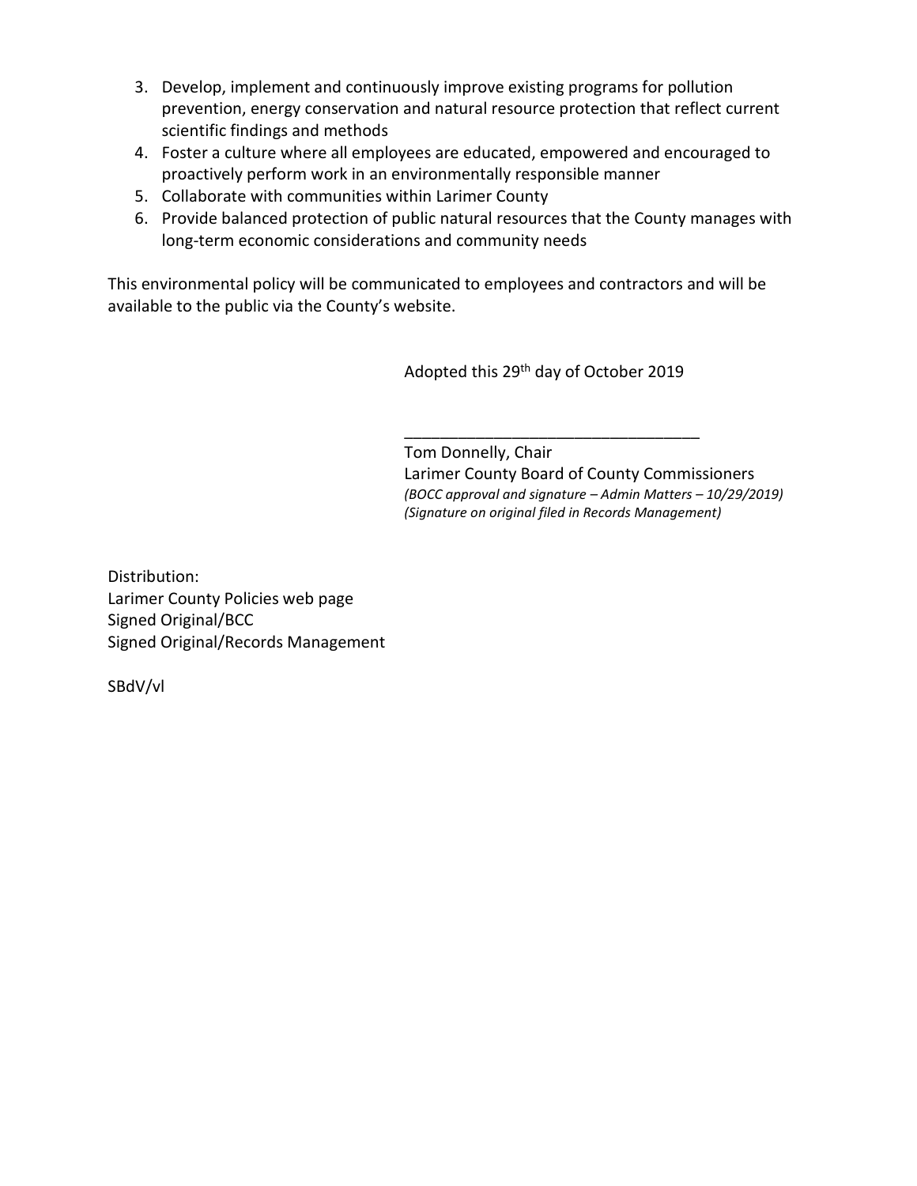3. Develop, implement and continuously improve existing programs for pollution prevention, energy conservation and natural resource protection that reflect current scientific findings and methods
4. Foster a culture where all employees are educated, empowered and encouraged to proactively perform work in an environmentally responsible manner
5. Collaborate with communities within Larimer County
6. Provide balanced protection of public natural resources that the County manages with long-term economic considerations and community needs

This environmental policy will be communicated to employees and contractors and will be available to the public via the County's website.

Adopted this 29th day of October 2019

_________________________________
Tom Donnelly, Chair
Larimer County Board of County Commissioners
*(BOCC approval and signature – Admin Matters – 10/29/2019)*
*(Signature on original filed in Records Management)*

Distribution:
Larimer County Policies web page
Signed Original/BCC
Signed Original/Records Management

SBdV/vl